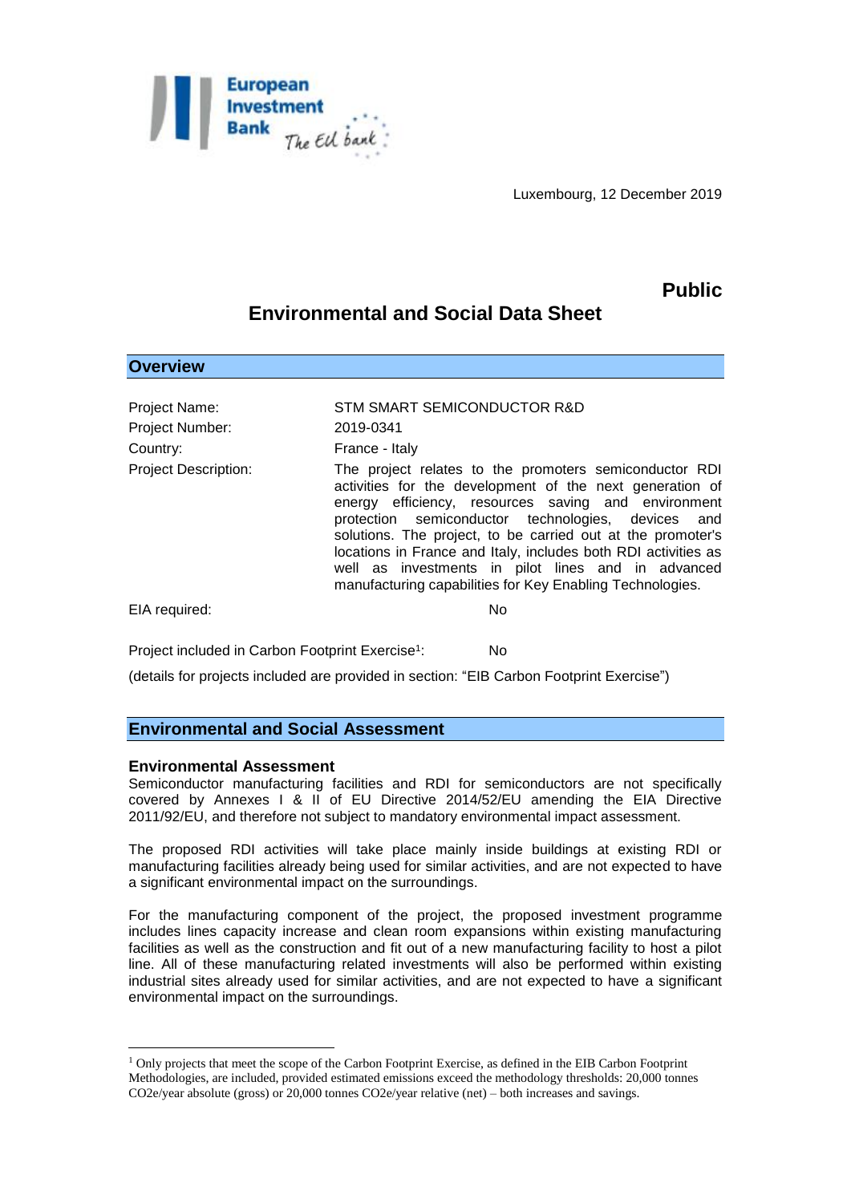Luxembourg, 12 December 2019

**Public**

# Environmental and Social Data Sheet

## Overview

Project Name: STM SMART SEMICONDUCTOR R&D

Project Number: 2019-0341

Country: France - Italy

Project Description: The project relates to the promoters semiconductor RDI activities for the development of the next generation of energy efficiency, resources saving and environment protection semiconductor technologies, devices and solutions. The project, to be carried out at the promoter's locations in France and Italy, includes both RDI activities as well as investments in pilot lines and in advanced manufacturing capabilities for Key Enabling Technologies.

EIA required: No

Project included in Carbon Footprint Exercise[1]: No

(details for projects included are provided in section: "EIB Carbon Footprint Exercise")

## Environmental and Social Assessment

### Environmental Assessment

Semiconductor manufacturing facilities and RDI for semiconductors are not specifically covered by Annexes I & II of EU Directive 2014/52/EU amending the EIA Directive 2011/92/EU, and therefore not subject to mandatory environmental impact assessment.

The proposed RDI activities will take place mainly inside buildings at existing RDI or manufacturing facilities already being used for similar activities, and are not expected to have a significant environmental impact on the surroundings.

For the manufacturing component of the project, the proposed investment programme includes lines capacity increase and clean room expansions within existing manufacturing facilities as well as the construction and fit out of a new manufacturing facility to host a pilot line. All of these manufacturing related investments will also be performed within existing industrial sites already used for similar activities, and are not expected to have a significant environmental impact on the surroundings.

---

[1] Only projects that meet the scope of the Carbon Footprint Exercise, as defined in the EIB Carbon Footprint Methodologies, are included, provided estimated emissions exceed the methodology thresholds: 20,000 tonnes $CO_2e$/year absolute (gross) or 20,000 tonnes $CO_2e$/year relative (net) – both increases and savings.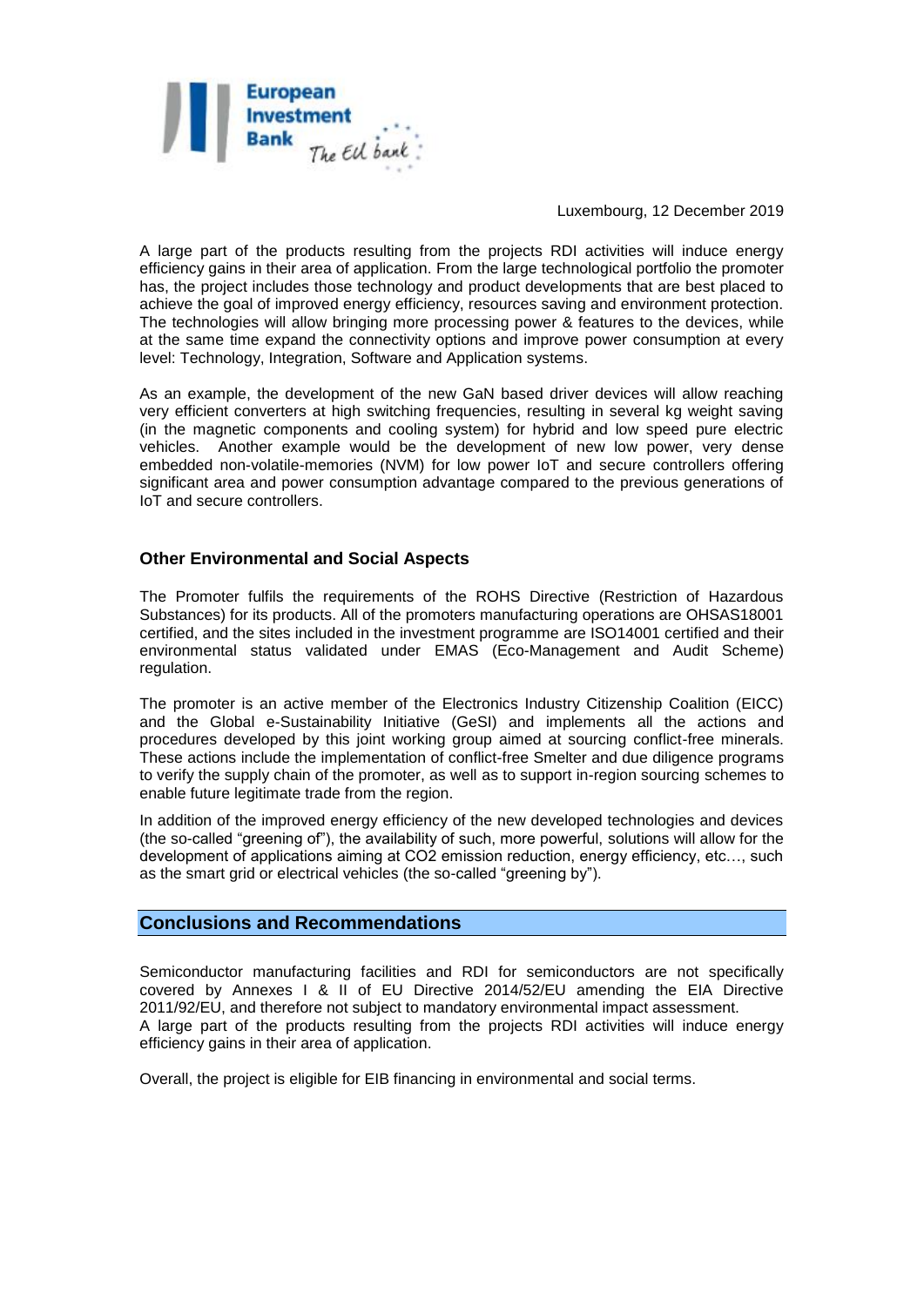Luxembourg, 12 December 2019

A large part of the products resulting from the projects RDI activities will induce energy efficiency gains in their area of application. From the large technological portfolio the promoter has, the project includes those technology and product developments that are best placed to achieve the goal of improved energy efficiency, resources saving and environment protection. The technologies will allow bringing more processing power & features to the devices, while at the same time expand the connectivity options and improve power consumption at every level: Technology, Integration, Software and Application systems.

As an example, the development of the new GaN based driver devices will allow reaching very efficient converters at high switching frequencies, resulting in several kg weight saving (in the magnetic components and cooling system) for hybrid and low speed pure electric vehicles. Another example would be the development of new low power, very dense embedded non-volatile-memories (NVM) for low power IoT and secure controllers offering significant area and power consumption advantage compared to the previous generations of IoT and secure controllers.

### Other Environmental and Social Aspects

The Promoter fulfils the requirements of the ROHS Directive (Restriction of Hazardous Substances) for its products. All of the promoters manufacturing operations are OHSAS18001 certified, and the sites included in the investment programme are ISO14001 certified and their environmental status validated under EMAS (Eco-Management and Audit Scheme) regulation.

The promoter is an active member of the Electronics Industry Citizenship Coalition (EICC) and the Global e-Sustainability Initiative (GeSI) and implements all the actions and procedures developed by this joint working group aimed at sourcing conflict-free minerals. These actions include the implementation of conflict-free Smelter and due diligence programs to verify the supply chain of the promoter, as well as to support in-region sourcing schemes to enable future legitimate trade from the region.

In addition of the improved energy efficiency of the new developed technologies and devices (the so-called "greening of"), the availability of such, more powerful, solutions will allow for the development of applications aiming at $CO_2$ emission reduction, energy efficiency, etc…, such as the smart grid or electrical vehicles (the so-called "greening by").

## Conclusions and Recommendations

Semiconductor manufacturing facilities and RDI for semiconductors are not specifically covered by Annexes I & II of EU Directive 2014/52/EU amending the EIA Directive 2011/92/EU, and therefore not subject to mandatory environmental impact assessment.
A large part of the products resulting from the projects RDI activities will induce energy efficiency gains in their area of application.

Overall, the project is eligible for EIB financing in environmental and social terms.